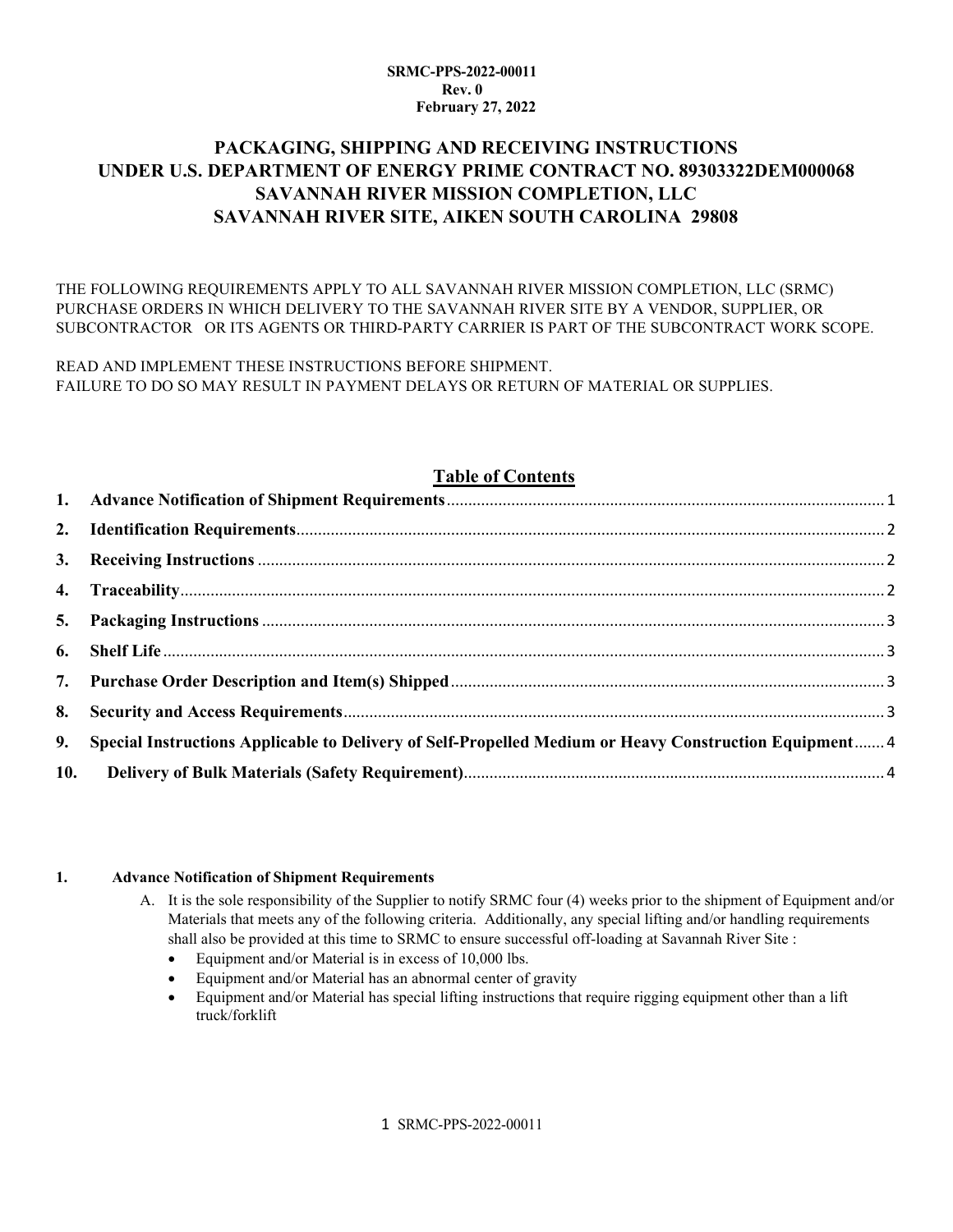**SRMC-PPS-2022-00011**
**Rev. 0**
**February 27, 2022**

# PACKAGING, SHIPPING AND RECEIVING INSTRUCTIONS UNDER U.S. DEPARTMENT OF ENERGY PRIME CONTRACT NO. 89303322DEM000068 SAVANNAH RIVER MISSION COMPLETION, LLC SAVANNAH RIVER SITE, AIKEN SOUTH CAROLINA 29808

THE FOLLOWING REQUIREMENTS APPLY TO ALL SAVANNAH RIVER MISSION COMPLETION, LLC (SRMC) PURCHASE ORDERS IN WHICH DELIVERY TO THE SAVANNAH RIVER SITE BY A VENDOR, SUPPLIER, OR SUBCONTRACTOR OR ITS AGENTS OR THIRD-PARTY CARRIER IS PART OF THE SUBCONTRACT WORK SCOPE.

READ AND IMPLEMENT THESE INSTRUCTIONS BEFORE SHIPMENT.
FAILURE TO DO SO MAY RESULT IN PAYMENT DELAYS OR RETURN OF MATERIAL OR SUPPLIES.

## Table of Contents

| | | |
|---|---|---|
| 1. | Advance Notification of Shipment Requirements | 1 |
| 2. | Identification Requirements | 2 |
| 3. | Receiving Instructions | 2 |
| 4. | Traceability | 2 |
| 5. | Packaging Instructions | 3 |
| 6. | Shelf Life | 3 |
| 7. | Purchase Order Description and Item(s) Shipped | 3 |
| 8. | Security and Access Requirements | 3 |
| 9. | Special Instructions Applicable to Delivery of Self-Propelled Medium or Heavy Construction Equipment | 4 |
| 10. | Delivery of Bulk Materials (Safety Requirement) | 4 |

## 1. Advance Notification of Shipment Requirements

A. It is the sole responsibility of the Supplier to notify SRMC four (4) weeks prior to the shipment of Equipment and/or Materials that meets any of the following criteria. Additionally, any special lifting and/or handling requirements shall also be provided at this time to SRMC to ensure successful off-loading at Savannah River Site :
   - Equipment and/or Material is in excess of 10,000 lbs.
   - Equipment and/or Material has an abnormal center of gravity
   - Equipment and/or Material has special lifting instructions that require rigging equipment other than a lift truck/forklift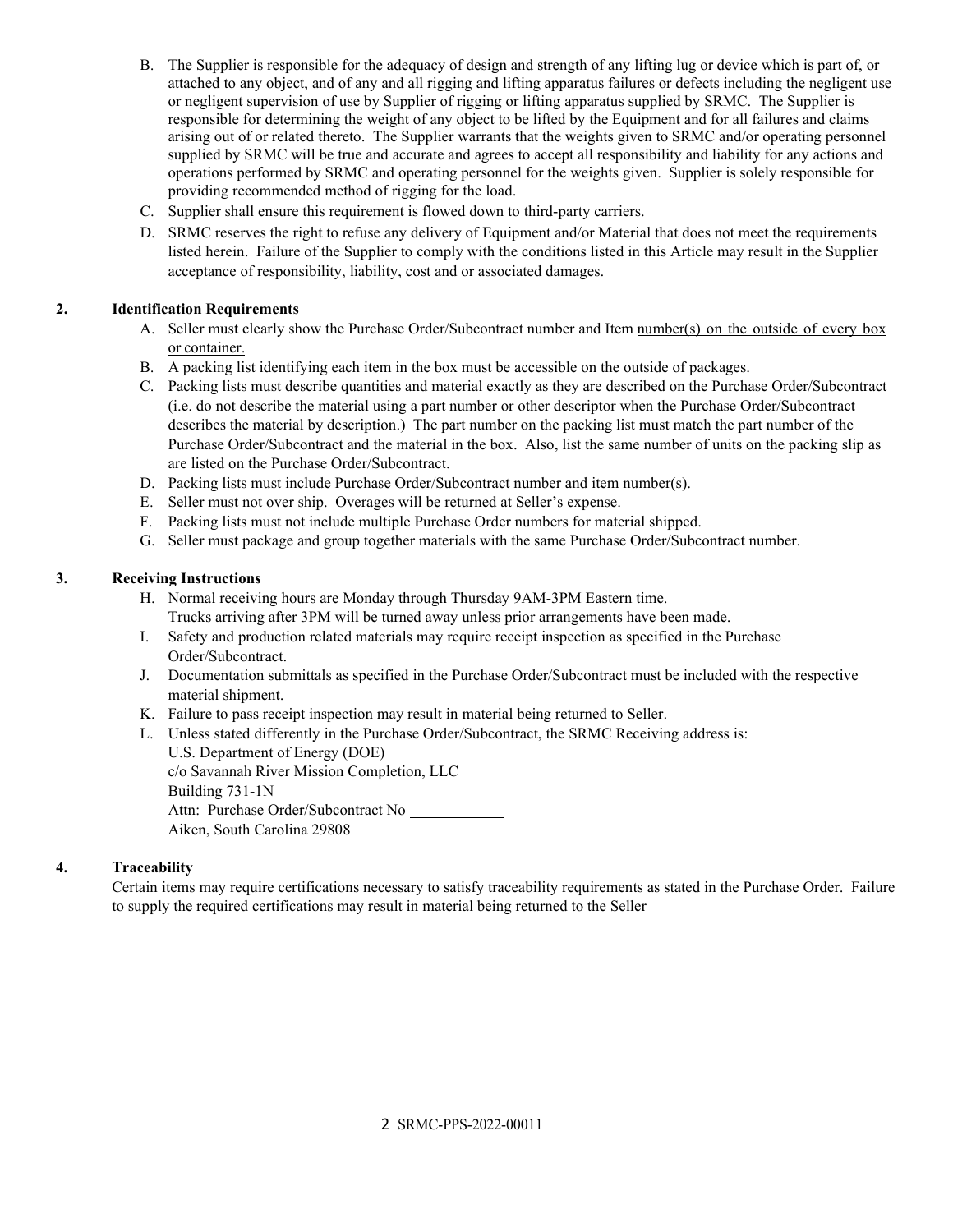B. The Supplier is responsible for the adequacy of design and strength of any lifting lug or device which is part of, or attached to any object, and of any and all rigging and lifting apparatus failures or defects including the negligent use or negligent supervision of use by Supplier of rigging or lifting apparatus supplied by SRMC. The Supplier is responsible for determining the weight of any object to be lifted by the Equipment and for all failures and claims arising out of or related thereto. The Supplier warrants that the weights given to SRMC and/or operating personnel supplied by SRMC will be true and accurate and agrees to accept all responsibility and liability for any actions and operations performed by SRMC and operating personnel for the weights given. Supplier is solely responsible for providing recommended method of rigging for the load.

C. Supplier shall ensure this requirement is flowed down to third-party carriers.

D. SRMC reserves the right to refuse any delivery of Equipment and/or Material that does not meet the requirements listed herein. Failure of the Supplier to comply with the conditions listed in this Article may result in the Supplier acceptance of responsibility, liability, cost and or associated damages.

## 2. Identification Requirements

A. Seller must clearly show the Purchase Order/Subcontract number and Item <u>number(s) on the outside of every box or container.</u>

B. A packing list identifying each item in the box must be accessible on the outside of packages.

C. Packing lists must describe quantities and material exactly as they are described on the Purchase Order/Subcontract (i.e. do not describe the material using a part number or other descriptor when the Purchase Order/Subcontract describes the material by description.) The part number on the packing list must match the part number of the Purchase Order/Subcontract and the material in the box. Also, list the same number of units on the packing slip as are listed on the Purchase Order/Subcontract.

D. Packing lists must include Purchase Order/Subcontract number and item number(s).

E. Seller must not over ship. Overages will be returned at Seller's expense.

F. Packing lists must not include multiple Purchase Order numbers for material shipped.

G. Seller must package and group together materials with the same Purchase Order/Subcontract number.

## 3. Receiving Instructions

H. Normal receiving hours are Monday through Thursday 9AM-3PM Eastern time.
Trucks arriving after 3PM will be turned away unless prior arrangements have been made.

I. Safety and production related materials may require receipt inspection as specified in the Purchase Order/Subcontract.

J. Documentation submittals as specified in the Purchase Order/Subcontract must be included with the respective material shipment.

K. Failure to pass receipt inspection may result in material being returned to Seller.

L. Unless stated differently in the Purchase Order/Subcontract, the SRMC Receiving address is:
U.S. Department of Energy (DOE)
c/o Savannah River Mission Completion, LLC
Building 731-1N
Attn: Purchase Order/Subcontract No ____________
Aiken, South Carolina 29808

## 4. Traceability

Certain items may require certifications necessary to satisfy traceability requirements as stated in the Purchase Order. Failure to supply the required certifications may result in material being returned to the Seller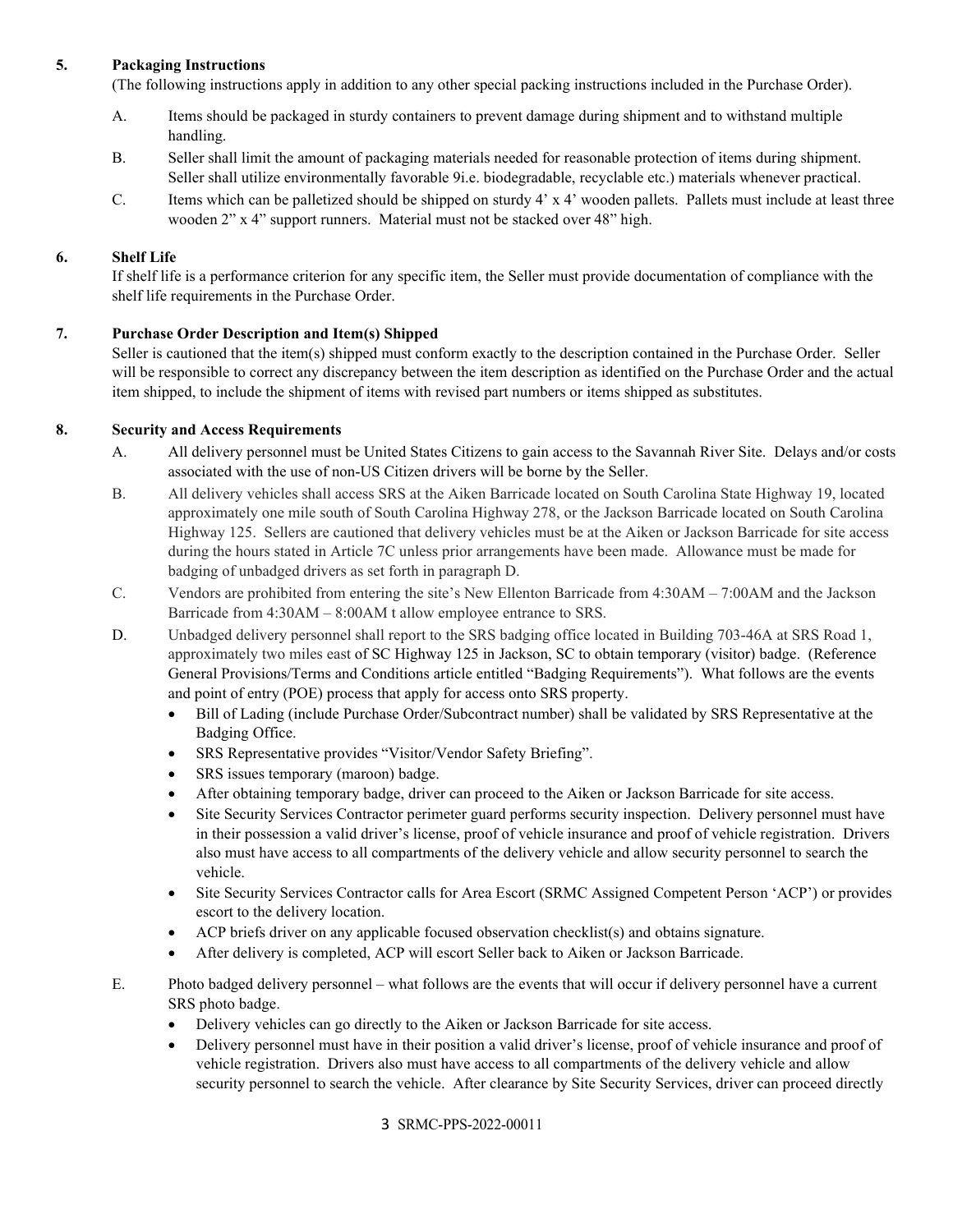**5. Packaging Instructions**

(The following instructions apply in addition to any other special packing instructions included in the Purchase Order).

A. Items should be packaged in sturdy containers to prevent damage during shipment and to withstand multiple handling.

B. Seller shall limit the amount of packaging materials needed for reasonable protection of items during shipment. Seller shall utilize environmentally favorable 9i.e. biodegradable, recyclable etc.) materials whenever practical.

C. Items which can be palletized should be shipped on sturdy 4' x 4' wooden pallets. Pallets must include at least three wooden 2" x 4" support runners. Material must not be stacked over 48" high.

**6. Shelf Life**

If shelf life is a performance criterion for any specific item, the Seller must provide documentation of compliance with the shelf life requirements in the Purchase Order.

**7. Purchase Order Description and Item(s) Shipped**

Seller is cautioned that the item(s) shipped must conform exactly to the description contained in the Purchase Order. Seller will be responsible to correct any discrepancy between the item description as identified on the Purchase Order and the actual item shipped, to include the shipment of items with revised part numbers or items shipped as substitutes.

**8. Security and Access Requirements**

A. All delivery personnel must be United States Citizens to gain access to the Savannah River Site. Delays and/or costs associated with the use of non-US Citizen drivers will be borne by the Seller.

B. All delivery vehicles shall access SRS at the Aiken Barricade located on South Carolina State Highway 19, located approximately one mile south of South Carolina Highway 278, or the Jackson Barricade located on South Carolina Highway 125. Sellers are cautioned that delivery vehicles must be at the Aiken or Jackson Barricade for site access during the hours stated in Article 7C unless prior arrangements have been made. Allowance must be made for badging of unbadged drivers as set forth in paragraph D.

C. Vendors are prohibited from entering the site's New Ellenton Barricade from 4:30AM – 7:00AM and the Jackson Barricade from 4:30AM – 8:00AM t allow employee entrance to SRS.

D. Unbadged delivery personnel shall report to the SRS badging office located in Building 703-46A at SRS Road 1, approximately two miles east of SC Highway 125 in Jackson, SC to obtain temporary (visitor) badge. (Reference General Provisions/Terms and Conditions article entitled "Badging Requirements"). What follows are the events and point of entry (POE) process that apply for access onto SRS property.

- Bill of Lading (include Purchase Order/Subcontract number) shall be validated by SRS Representative at the Badging Office.
- SRS Representative provides "Visitor/Vendor Safety Briefing".
- SRS issues temporary (maroon) badge.
- After obtaining temporary badge, driver can proceed to the Aiken or Jackson Barricade for site access.
- Site Security Services Contractor perimeter guard performs security inspection. Delivery personnel must have in their possession a valid driver's license, proof of vehicle insurance and proof of vehicle registration. Drivers also must have access to all compartments of the delivery vehicle and allow security personnel to search the vehicle.
- Site Security Services Contractor calls for Area Escort (SRMC Assigned Competent Person 'ACP') or provides escort to the delivery location.
- ACP briefs driver on any applicable focused observation checklist(s) and obtains signature.
- After delivery is completed, ACP will escort Seller back to Aiken or Jackson Barricade.

E. Photo badged delivery personnel – what follows are the events that will occur if delivery personnel have a current SRS photo badge.

- Delivery vehicles can go directly to the Aiken or Jackson Barricade for site access.
- Delivery personnel must have in their position a valid driver's license, proof of vehicle insurance and proof of vehicle registration. Drivers also must have access to all compartments of the delivery vehicle and allow security personnel to search the vehicle. After clearance by Site Security Services, driver can proceed directly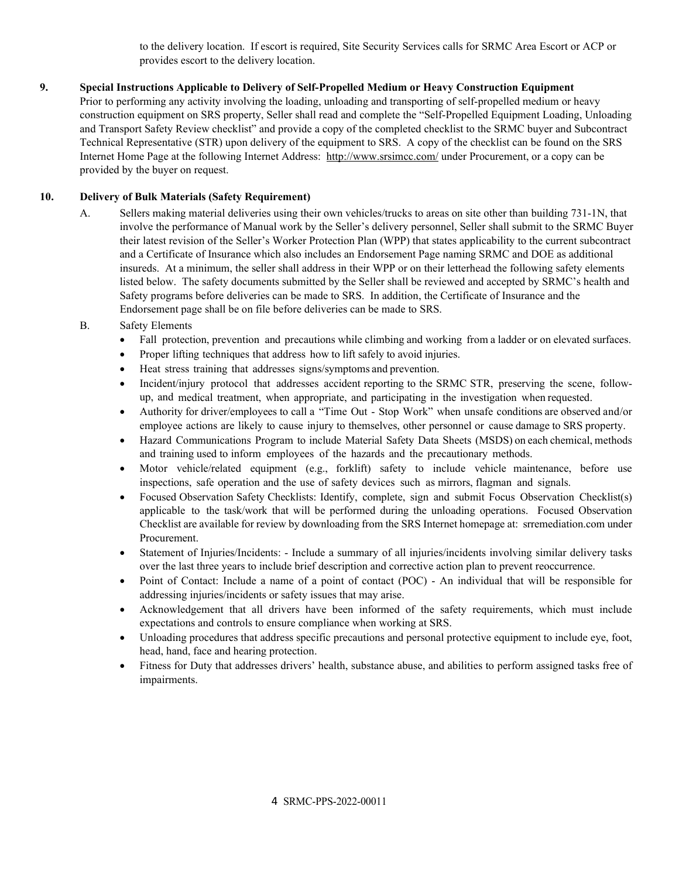to the delivery location. If escort is required, Site Security Services calls for SRMC Area Escort or ACP or provides escort to the delivery location.

**9. Special Instructions Applicable to Delivery of Self-Propelled Medium or Heavy Construction Equipment**

Prior to performing any activity involving the loading, unloading and transporting of self-propelled medium or heavy construction equipment on SRS property, Seller shall read and complete the "Self-Propelled Equipment Loading, Unloading and Transport Safety Review checklist" and provide a copy of the completed checklist to the SRMC buyer and Subcontract Technical Representative (STR) upon delivery of the equipment to SRS. A copy of the checklist can be found on the SRS Internet Home Page at the following Internet Address: http://www.srsimcc.com/ under Procurement, or a copy can be provided by the buyer on request.

**10. Delivery of Bulk Materials (Safety Requirement)**

A. Sellers making material deliveries using their own vehicles/trucks to areas on site other than building 731-1N, that involve the performance of Manual work by the Seller's delivery personnel, Seller shall submit to the SRMC Buyer their latest revision of the Seller's Worker Protection Plan (WPP) that states applicability to the current subcontract and a Certificate of Insurance which also includes an Endorsement Page naming SRMC and DOE as additional insureds. At a minimum, the seller shall address in their WPP or on their letterhead the following safety elements listed below. The safety documents submitted by the Seller shall be reviewed and accepted by SRMC's health and Safety programs before deliveries can be made to SRS. In addition, the Certificate of Insurance and the Endorsement page shall be on file before deliveries can be made to SRS.

B. Safety Elements

- Fall protection, prevention and precautions while climbing and working from a ladder or on elevated surfaces.
- Proper lifting techniques that address how to lift safely to avoid injuries.
- Heat stress training that addresses signs/symptoms and prevention.
- Incident/injury protocol that addresses accident reporting to the SRMC STR, preserving the scene, follow-up, and medical treatment, when appropriate, and participating in the investigation when requested.
- Authority for driver/employees to call a "Time Out - Stop Work" when unsafe conditions are observed and/or employee actions are likely to cause injury to themselves, other personnel or cause damage to SRS property.
- Hazard Communications Program to include Material Safety Data Sheets (MSDS) on each chemical, methods and training used to inform employees of the hazards and the precautionary methods.
- Motor vehicle/related equipment (e.g., forklift) safety to include vehicle maintenance, before use inspections, safe operation and the use of safety devices such as mirrors, flagman and signals.
- Focused Observation Safety Checklists: Identify, complete, sign and submit Focus Observation Checklist(s) applicable to the task/work that will be performed during the unloading operations. Focused Observation Checklist are available for review by downloading from the SRS Internet homepage at: srremediation.com under Procurement.
- Statement of Injuries/Incidents: - Include a summary of all injuries/incidents involving similar delivery tasks over the last three years to include brief description and corrective action plan to prevent reoccurrence.
- Point of Contact: Include a name of a point of contact (POC) - An individual that will be responsible for addressing injuries/incidents or safety issues that may arise.
- Acknowledgement that all drivers have been informed of the safety requirements, which must include expectations and controls to ensure compliance when working at SRS.
- Unloading procedures that address specific precautions and personal protective equipment to include eye, foot, head, hand, face and hearing protection.
- Fitness for Duty that addresses drivers' health, substance abuse, and abilities to perform assigned tasks free of impairments.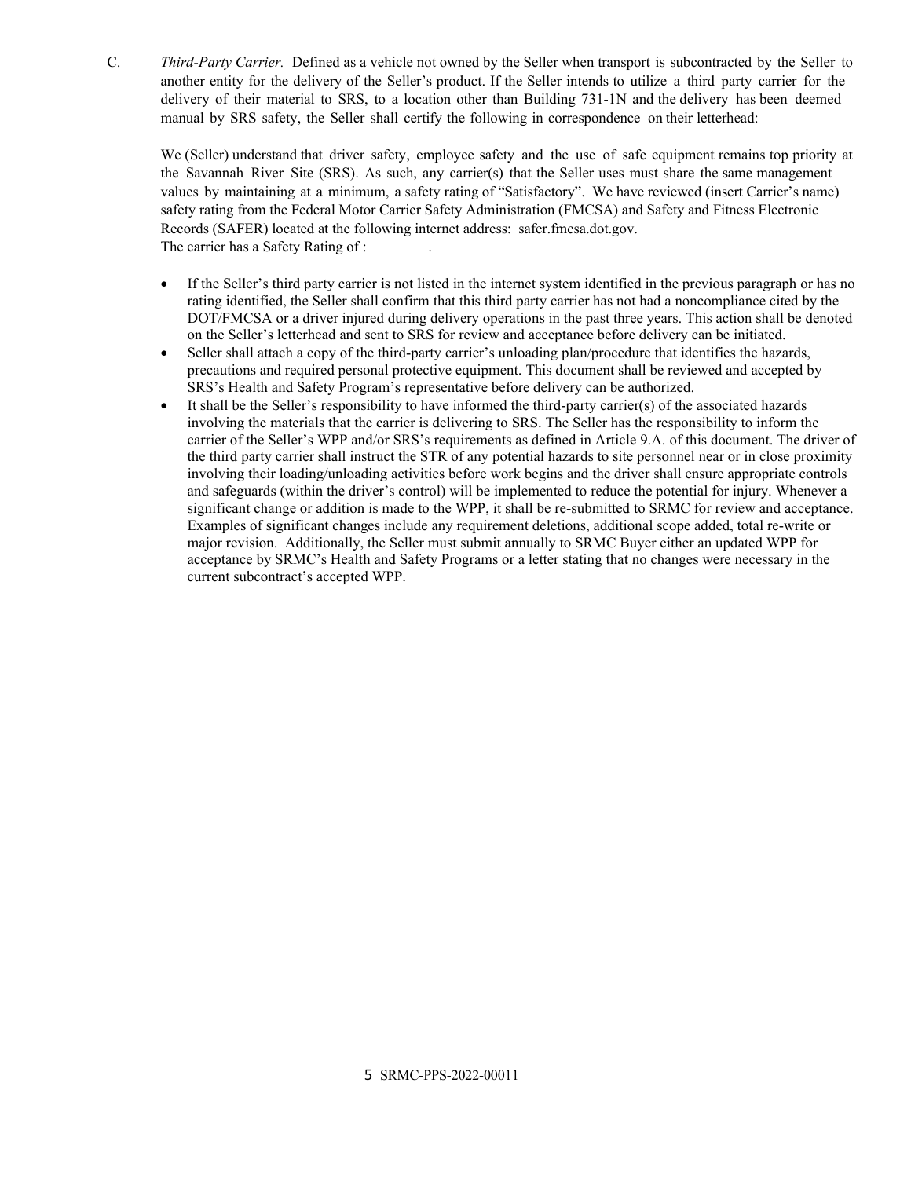C. *Third-Party Carrier.* Defined as a vehicle not owned by the Seller when transport is subcontracted by the Seller to another entity for the delivery of the Seller's product. If the Seller intends to utilize a third party carrier for the delivery of their material to SRS, to a location other than Building 731-1N and the delivery has been deemed manual by SRS safety, the Seller shall certify the following in correspondence on their letterhead:

We (Seller) understand that driver safety, employee safety and the use of safe equipment remains top priority at the Savannah River Site (SRS). As such, any carrier(s) that the Seller uses must share the same management values by maintaining at a minimum, a safety rating of "Satisfactory". We have reviewed (insert Carrier's name) safety rating from the Federal Motor Carrier Safety Administration (FMCSA) and Safety and Fitness Electronic Records (SAFER) located at the following internet address: safer.fmcsa.dot.gov.
The carrier has a Safety Rating of : ________.

- If the Seller's third party carrier is not listed in the internet system identified in the previous paragraph or has no rating identified, the Seller shall confirm that this third party carrier has not had a noncompliance cited by the DOT/FMCSA or a driver injured during delivery operations in the past three years. This action shall be denoted on the Seller's letterhead and sent to SRS for review and acceptance before delivery can be initiated.
- Seller shall attach a copy of the third-party carrier's unloading plan/procedure that identifies the hazards, precautions and required personal protective equipment. This document shall be reviewed and accepted by SRS's Health and Safety Program's representative before delivery can be authorized.
- It shall be the Seller's responsibility to have informed the third-party carrier(s) of the associated hazards involving the materials that the carrier is delivering to SRS. The Seller has the responsibility to inform the carrier of the Seller's WPP and/or SRS's requirements as defined in Article 9.A. of this document. The driver of the third party carrier shall instruct the STR of any potential hazards to site personnel near or in close proximity involving their loading/unloading activities before work begins and the driver shall ensure appropriate controls and safeguards (within the driver's control) will be implemented to reduce the potential for injury. Whenever a significant change or addition is made to the WPP, it shall be re-submitted to SRMC for review and acceptance. Examples of significant changes include any requirement deletions, additional scope added, total re-write or major revision. Additionally, the Seller must submit annually to SRMC Buyer either an updated WPP for acceptance by SRMC's Health and Safety Programs or a letter stating that no changes were necessary in the current subcontract's accepted WPP.